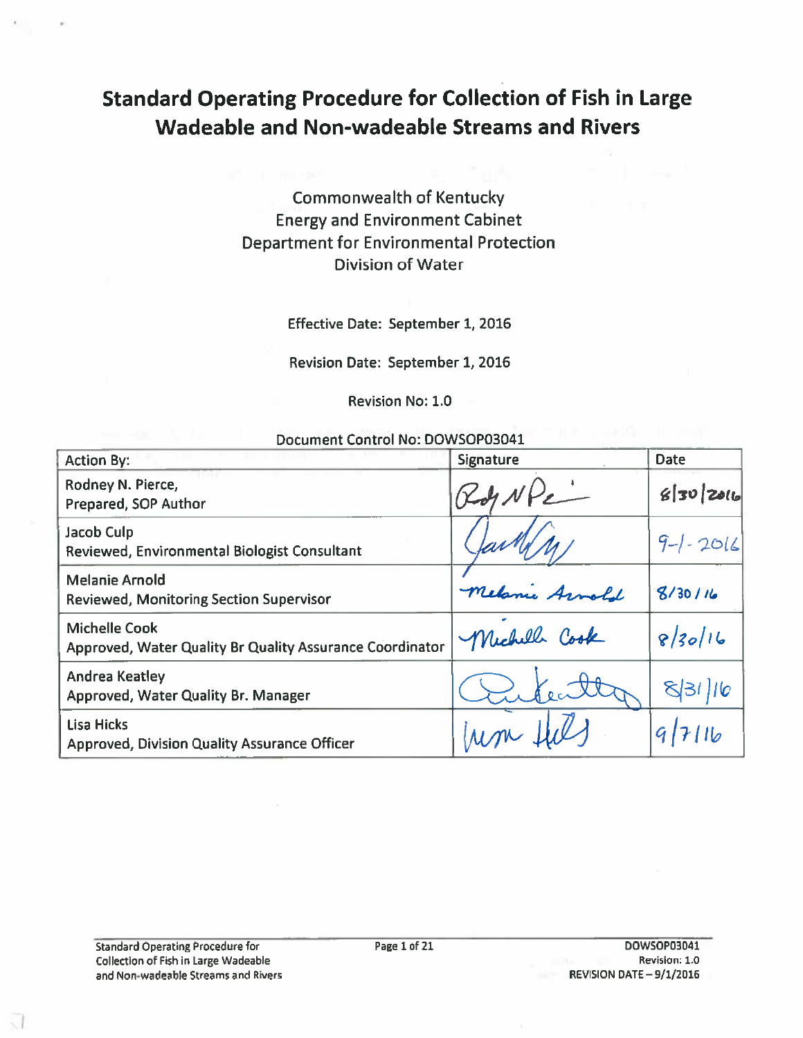# Standard Operating Procedure for Collection of Fish in Large Wadeable and Non-wadeable Streams and Rivers

Commonwealth of Kentucky
Energy and Environment Cabinet
Department for Environmental Protection
Division of Water

Effective Date: September 1, 2016

Revision Date: September 1, 2016

Revision No: 1.0

Document Control No: DOWSOP03041

| Action By: | Signature | Date |
|---|---|---|
| Rodney N. Pierce, Prepared, SOP Author | Rody N Pi | 8/30/2016 |
| Jacob Culp Reviewed, Environmental Biologist Consultant | Jacob Culp | 9-1-2016 |
| Melanie Arnold Reviewed, Monitoring Section Supervisor | Melanie Arnold | 8/30/16 |
| Michelle Cook Approved, Water Quality Br Quality Assurance Coordinator | Michelle Cook | 8/30/16 |
| Andrea Keatley Approved, Water Quality Br. Manager | A Keatley | 8/31/16 |
| Lisa Hicks Approved, Division Quality Assurance Officer | Lisa Hicks | 9/7/16 |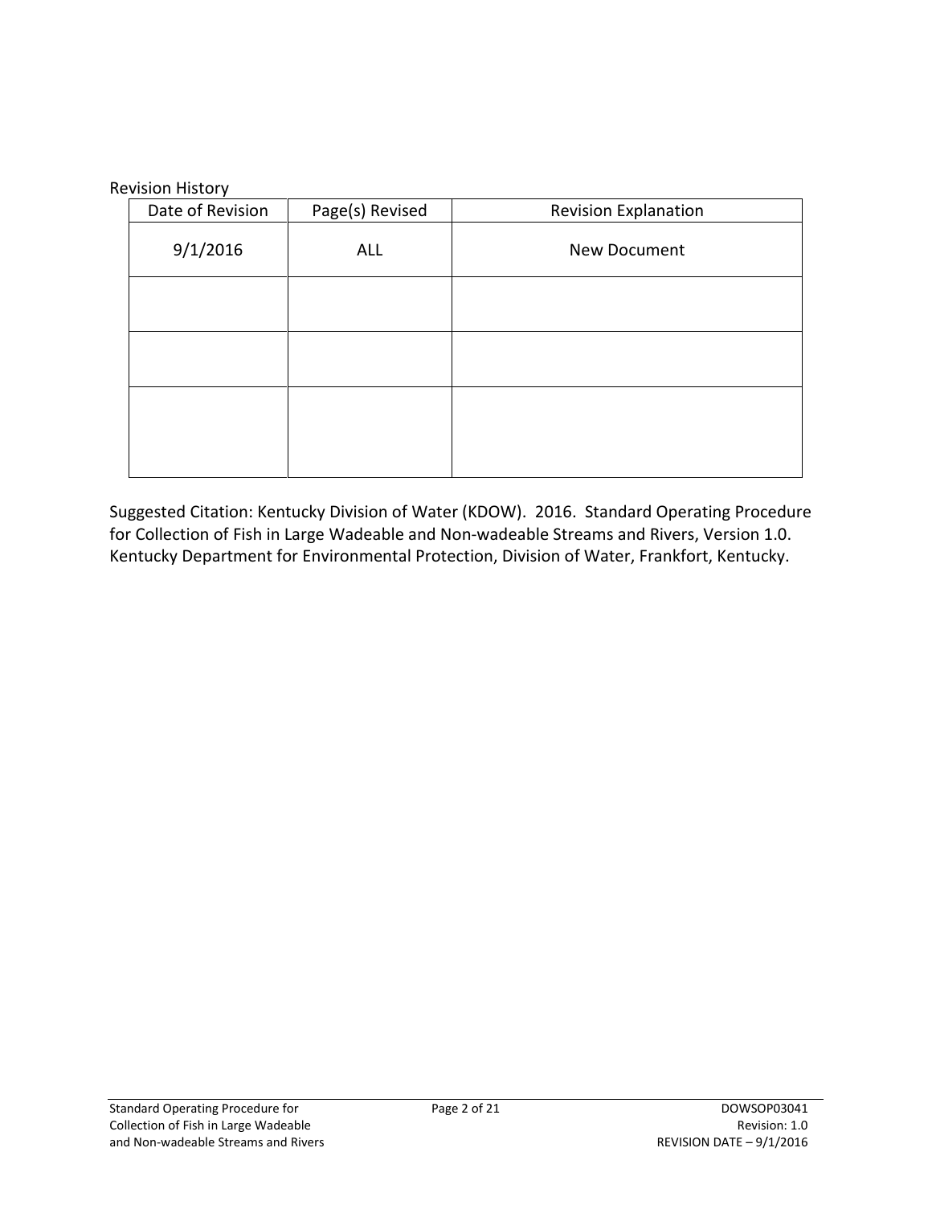Revision History

| Date of Revision | Page(s) Revised | Revision Explanation |
| --- | --- | --- |
| 9/1/2016 | ALL | New Document |
| | | |
| | | |
| | | |

Suggested Citation: Kentucky Division of Water (KDOW). 2016. Standard Operating Procedure for Collection of Fish in Large Wadeable and Non-wadeable Streams and Rivers, Version 1.0. Kentucky Department for Environmental Protection, Division of Water, Frankfort, Kentucky.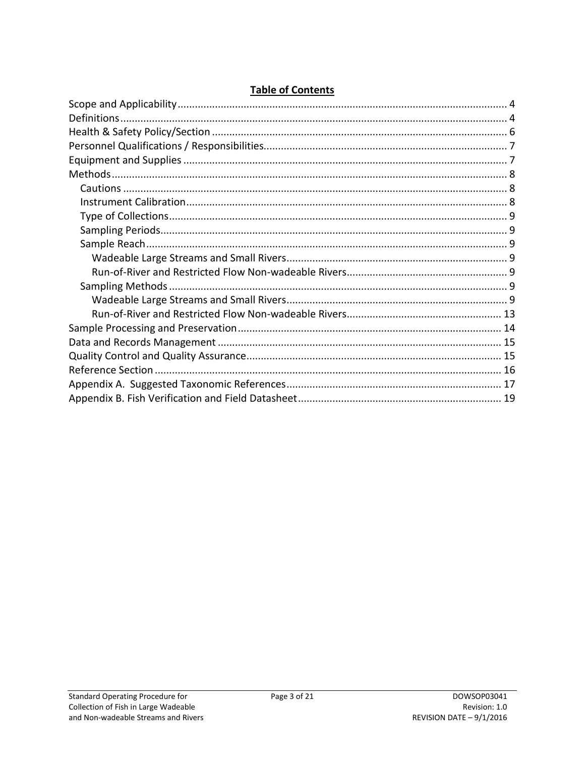## **Table of Contents**

Scope and Applicability ........ 4
Definitions ........ 4
Health & Safety Policy/Section ........ 6
Personnel Qualifications / Responsibilities ........ 7
Equipment and Supplies ........ 7
Methods ........ 8
- Cautions ........ 8
- Instrument Calibration ........ 8
- Type of Collections ........ 9
- Sampling Periods ........ 9
- Sample Reach ........ 9
  - Wadeable Large Streams and Small Rivers ........ 9
  - Run-of-River and Restricted Flow Non-wadeable Rivers ........ 9
- Sampling Methods ........ 9
  - Wadeable Large Streams and Small Rivers ........ 9
  - Run-of-River and Restricted Flow Non-wadeable Rivers ........ 13

Sample Processing and Preservation ........ 14
Data and Records Management ........ 15
Quality Control and Quality Assurance ........ 15
Reference Section ........ 16
Appendix A. Suggested Taxonomic References ........ 17
Appendix B. Fish Verification and Field Datasheet ........ 19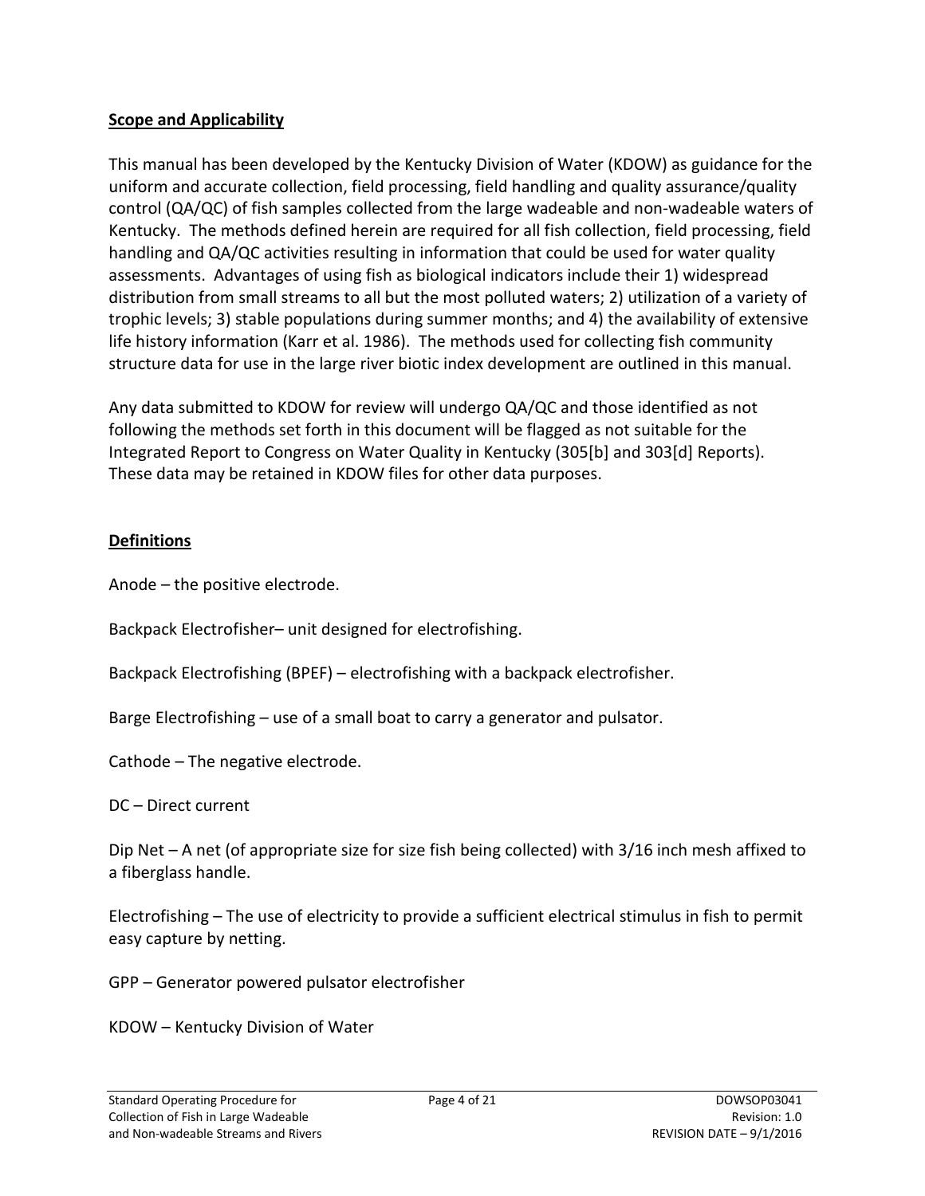## Scope and Applicability

This manual has been developed by the Kentucky Division of Water (KDOW) as guidance for the uniform and accurate collection, field processing, field handling and quality assurance/quality control (QA/QC) of fish samples collected from the large wadeable and non-wadeable waters of Kentucky. The methods defined herein are required for all fish collection, field processing, field handling and QA/QC activities resulting in information that could be used for water quality assessments. Advantages of using fish as biological indicators include their 1) widespread distribution from small streams to all but the most polluted waters; 2) utilization of a variety of trophic levels; 3) stable populations during summer months; and 4) the availability of extensive life history information (Karr et al. 1986). The methods used for collecting fish community structure data for use in the large river biotic index development are outlined in this manual.

Any data submitted to KDOW for review will undergo QA/QC and those identified as not following the methods set forth in this document will be flagged as not suitable for the Integrated Report to Congress on Water Quality in Kentucky (305[b] and 303[d] Reports). These data may be retained in KDOW files for other data purposes.

## Definitions

Anode – the positive electrode.

Backpack Electrofisher– unit designed for electrofishing.

Backpack Electrofishing (BPEF) – electrofishing with a backpack electrofisher.

Barge Electrofishing – use of a small boat to carry a generator and pulsator.

Cathode – The negative electrode.

DC – Direct current

Dip Net – A net (of appropriate size for size fish being collected) with 3/16 inch mesh affixed to a fiberglass handle.

Electrofishing – The use of electricity to provide a sufficient electrical stimulus in fish to permit easy capture by netting.

GPP – Generator powered pulsator electrofisher

KDOW – Kentucky Division of Water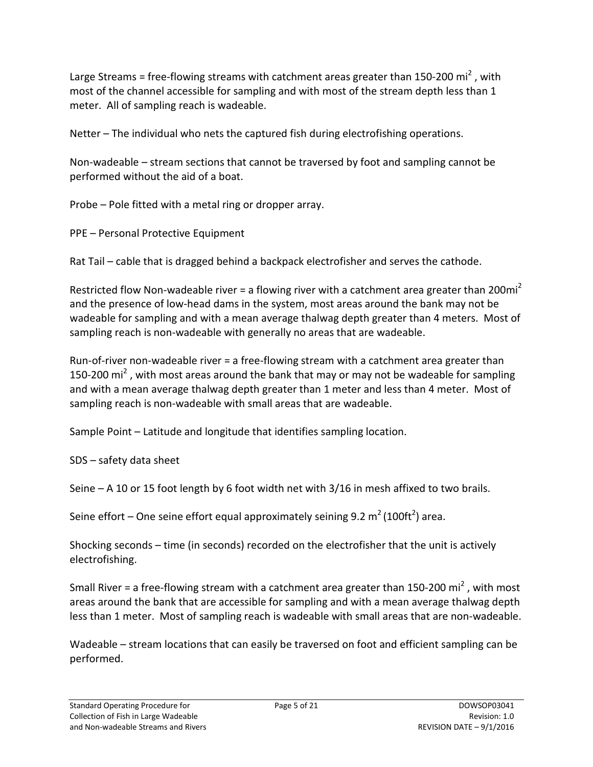Large Streams = free-flowing streams with catchment areas greater than 150-200 $mi^2$ , with most of the channel accessible for sampling and with most of the stream depth less than 1 meter. All of sampling reach is wadeable.

Netter – The individual who nets the captured fish during electrofishing operations.

Non-wadeable – stream sections that cannot be traversed by foot and sampling cannot be performed without the aid of a boat.

Probe – Pole fitted with a metal ring or dropper array.

PPE – Personal Protective Equipment

Rat Tail – cable that is dragged behind a backpack electrofisher and serves the cathode.

Restricted flow Non-wadeable river = a flowing river with a catchment area greater than 200$mi^2$ and the presence of low-head dams in the system, most areas around the bank may not be wadeable for sampling and with a mean average thalwag depth greater than 4 meters. Most of sampling reach is non-wadeable with generally no areas that are wadeable.

Run-of-river non-wadeable river = a free-flowing stream with a catchment area greater than 150-200 $mi^2$ , with most areas around the bank that may or may not be wadeable for sampling and with a mean average thalwag depth greater than 1 meter and less than 4 meter. Most of sampling reach is non-wadeable with small areas that are wadeable.

Sample Point – Latitude and longitude that identifies sampling location.

SDS – safety data sheet

Seine – A 10 or 15 foot length by 6 foot width net with 3/16 in mesh affixed to two brails.

Seine effort – One seine effort equal approximately seining 9.2 $m^2$ (100$ft^2$) area.

Shocking seconds – time (in seconds) recorded on the electrofisher that the unit is actively electrofishing.

Small River = a free-flowing stream with a catchment area greater than 150-200 $mi^2$ , with most areas around the bank that are accessible for sampling and with a mean average thalwag depth less than 1 meter. Most of sampling reach is wadeable with small areas that are non-wadeable.

Wadeable – stream locations that can easily be traversed on foot and efficient sampling can be performed.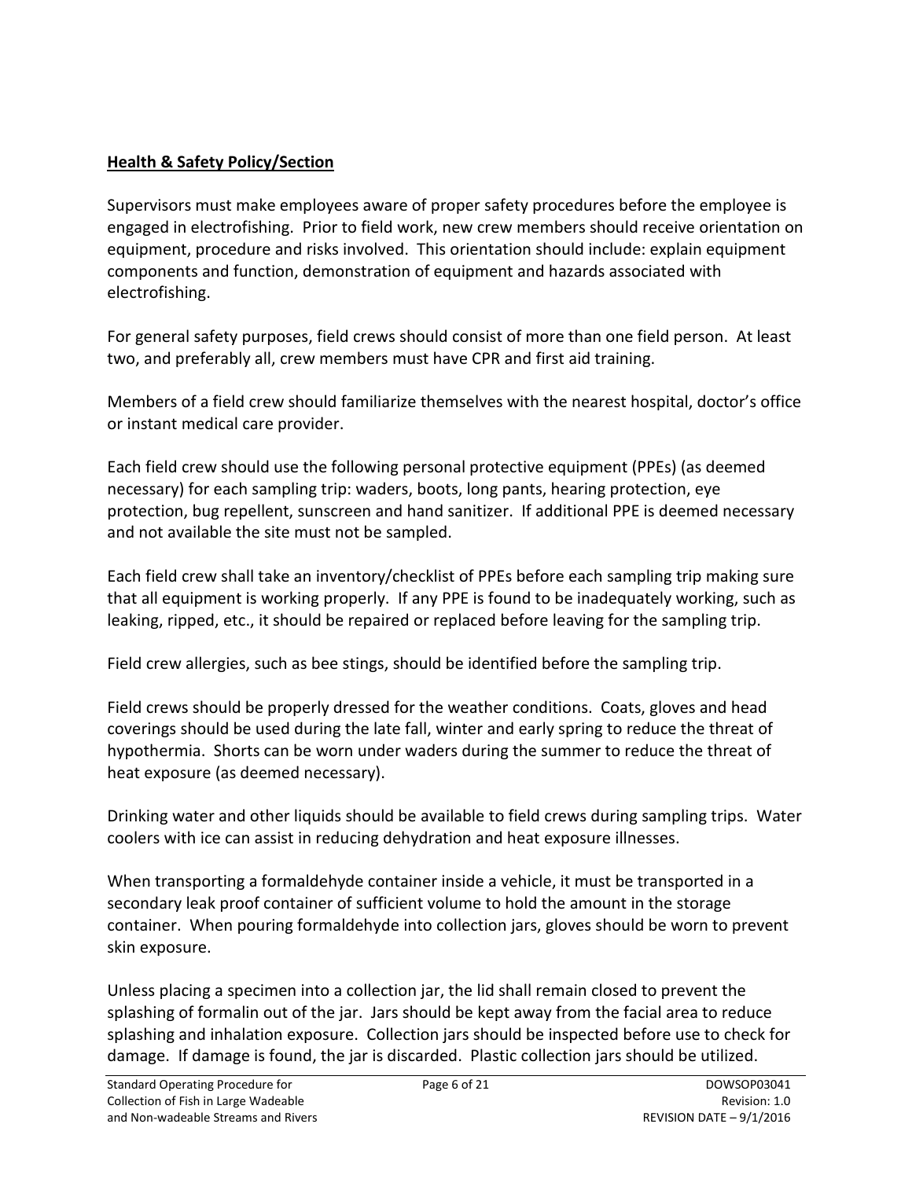## Health & Safety Policy/Section

Supervisors must make employees aware of proper safety procedures before the employee is engaged in electrofishing. Prior to field work, new crew members should receive orientation on equipment, procedure and risks involved. This orientation should include: explain equipment components and function, demonstration of equipment and hazards associated with electrofishing.

For general safety purposes, field crews should consist of more than one field person. At least two, and preferably all, crew members must have CPR and first aid training.

Members of a field crew should familiarize themselves with the nearest hospital, doctor's office or instant medical care provider.

Each field crew should use the following personal protective equipment (PPEs) (as deemed necessary) for each sampling trip: waders, boots, long pants, hearing protection, eye protection, bug repellent, sunscreen and hand sanitizer. If additional PPE is deemed necessary and not available the site must not be sampled.

Each field crew shall take an inventory/checklist of PPEs before each sampling trip making sure that all equipment is working properly. If any PPE is found to be inadequately working, such as leaking, ripped, etc., it should be repaired or replaced before leaving for the sampling trip.

Field crew allergies, such as bee stings, should be identified before the sampling trip.

Field crews should be properly dressed for the weather conditions. Coats, gloves and head coverings should be used during the late fall, winter and early spring to reduce the threat of hypothermia. Shorts can be worn under waders during the summer to reduce the threat of heat exposure (as deemed necessary).

Drinking water and other liquids should be available to field crews during sampling trips. Water coolers with ice can assist in reducing dehydration and heat exposure illnesses.

When transporting a formaldehyde container inside a vehicle, it must be transported in a secondary leak proof container of sufficient volume to hold the amount in the storage container. When pouring formaldehyde into collection jars, gloves should be worn to prevent skin exposure.

Unless placing a specimen into a collection jar, the lid shall remain closed to prevent the splashing of formalin out of the jar. Jars should be kept away from the facial area to reduce splashing and inhalation exposure. Collection jars should be inspected before use to check for damage. If damage is found, the jar is discarded. Plastic collection jars should be utilized.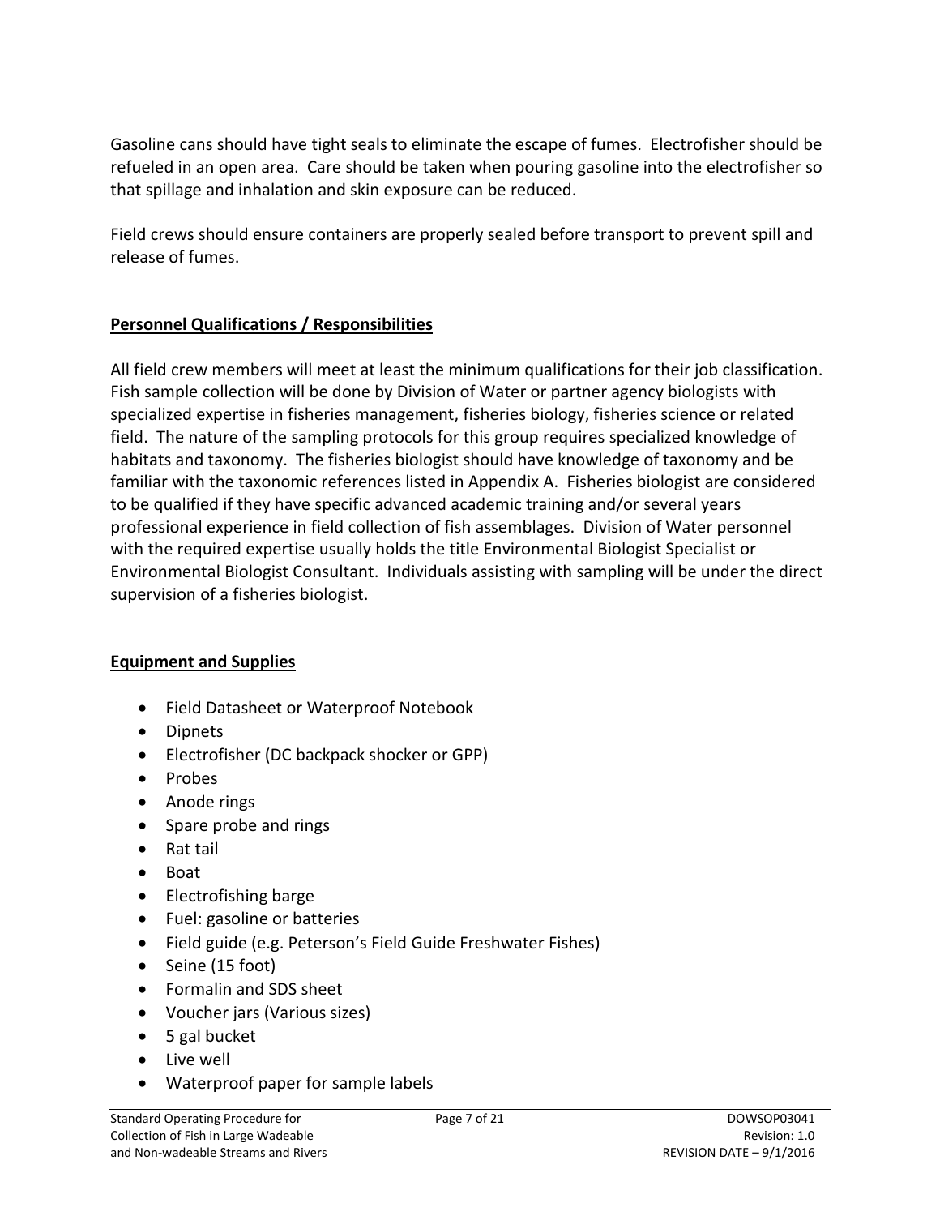Gasoline cans should have tight seals to eliminate the escape of fumes. Electrofisher should be refueled in an open area. Care should be taken when pouring gasoline into the electrofisher so that spillage and inhalation and skin exposure can be reduced.

Field crews should ensure containers are properly sealed before transport to prevent spill and release of fumes.

## Personnel Qualifications / Responsibilities

All field crew members will meet at least the minimum qualifications for their job classification. Fish sample collection will be done by Division of Water or partner agency biologists with specialized expertise in fisheries management, fisheries biology, fisheries science or related field. The nature of the sampling protocols for this group requires specialized knowledge of habitats and taxonomy. The fisheries biologist should have knowledge of taxonomy and be familiar with the taxonomic references listed in Appendix A. Fisheries biologist are considered to be qualified if they have specific advanced academic training and/or several years professional experience in field collection of fish assemblages. Division of Water personnel with the required expertise usually holds the title Environmental Biologist Specialist or Environmental Biologist Consultant. Individuals assisting with sampling will be under the direct supervision of a fisheries biologist.

## Equipment and Supplies

- Field Datasheet or Waterproof Notebook
- Dipnets
- Electrofisher (DC backpack shocker or GPP)
- Probes
- Anode rings
- Spare probe and rings
- Rat tail
- Boat
- Electrofishing barge
- Fuel: gasoline or batteries
- Field guide (e.g. Peterson's Field Guide Freshwater Fishes)
- Seine (15 foot)
- Formalin and SDS sheet
- Voucher jars (Various sizes)
- 5 gal bucket
- Live well
- Waterproof paper for sample labels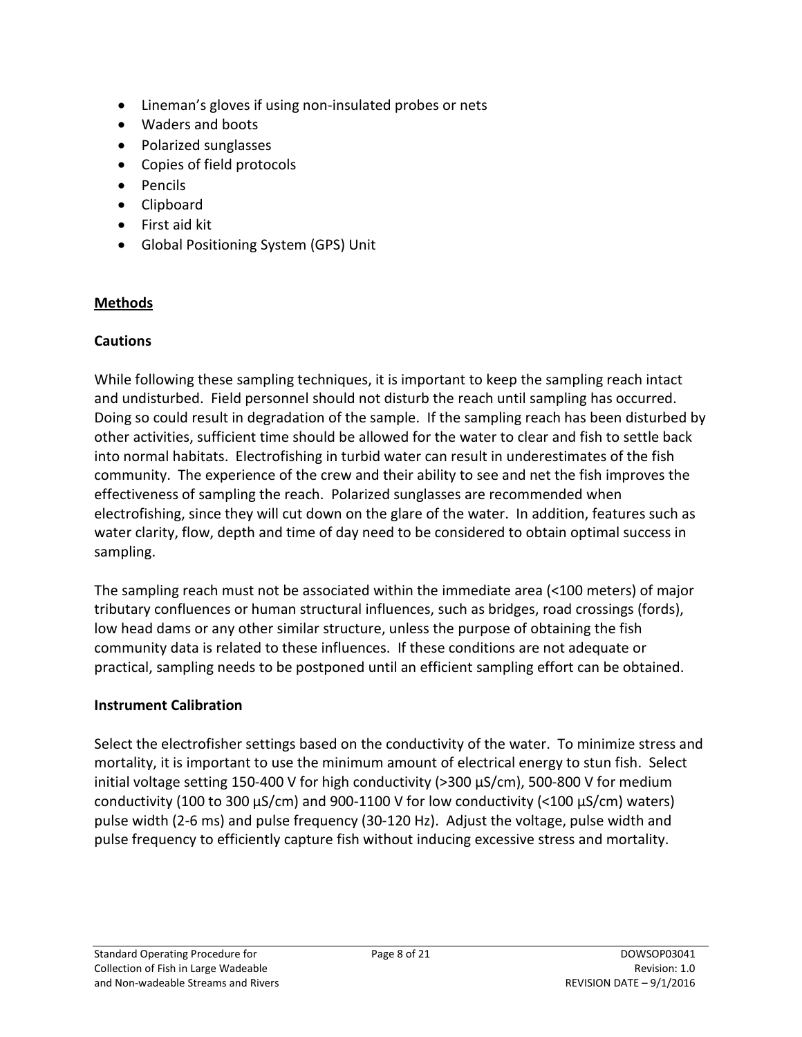- Lineman's gloves if using non-insulated probes or nets
- Waders and boots
- Polarized sunglasses
- Copies of field protocols
- Pencils
- Clipboard
- First aid kit
- Global Positioning System (GPS) Unit

## Methods

### Cautions

While following these sampling techniques, it is important to keep the sampling reach intact and undisturbed. Field personnel should not disturb the reach until sampling has occurred. Doing so could result in degradation of the sample. If the sampling reach has been disturbed by other activities, sufficient time should be allowed for the water to clear and fish to settle back into normal habitats. Electrofishing in turbid water can result in underestimates of the fish community. The experience of the crew and their ability to see and net the fish improves the effectiveness of sampling the reach. Polarized sunglasses are recommended when electrofishing, since they will cut down on the glare of the water. In addition, features such as water clarity, flow, depth and time of day need to be considered to obtain optimal success in sampling.

The sampling reach must not be associated within the immediate area (<100 meters) of major tributary confluences or human structural influences, such as bridges, road crossings (fords), low head dams or any other similar structure, unless the purpose of obtaining the fish community data is related to these influences. If these conditions are not adequate or practical, sampling needs to be postponed until an efficient sampling effort can be obtained.

### Instrument Calibration

Select the electrofisher settings based on the conductivity of the water. To minimize stress and mortality, it is important to use the minimum amount of electrical energy to stun fish. Select initial voltage setting 150-400 V for high conductivity (>300 µS/cm), 500-800 V for medium conductivity (100 to 300 µS/cm) and 900-1100 V for low conductivity (<100 µS/cm) waters) pulse width (2-6 ms) and pulse frequency (30-120 Hz). Adjust the voltage, pulse width and pulse frequency to efficiently capture fish without inducing excessive stress and mortality.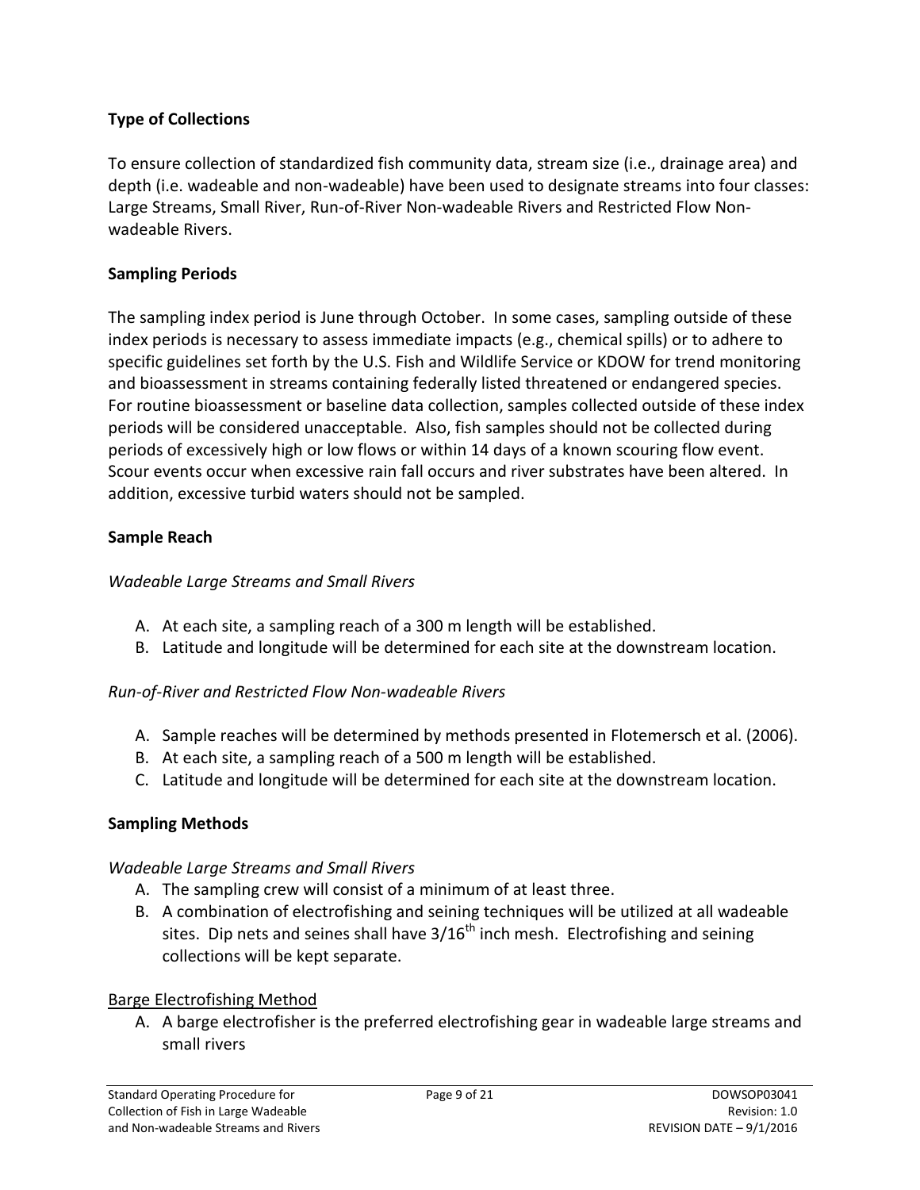**Type of Collections**

To ensure collection of standardized fish community data, stream size (i.e., drainage area) and depth (i.e. wadeable and non-wadeable) have been used to designate streams into four classes: Large Streams, Small River, Run-of-River Non-wadeable Rivers and Restricted Flow Non-wadeable Rivers.

**Sampling Periods**

The sampling index period is June through October. In some cases, sampling outside of these index periods is necessary to assess immediate impacts (e.g., chemical spills) or to adhere to specific guidelines set forth by the U.S. Fish and Wildlife Service or KDOW for trend monitoring and bioassessment in streams containing federally listed threatened or endangered species. For routine bioassessment or baseline data collection, samples collected outside of these index periods will be considered unacceptable. Also, fish samples should not be collected during periods of excessively high or low flows or within 14 days of a known scouring flow event. Scour events occur when excessive rain fall occurs and river substrates have been altered. In addition, excessive turbid waters should not be sampled.

**Sample Reach**

*Wadeable Large Streams and Small Rivers*

A. At each site, a sampling reach of a 300 m length will be established.
B. Latitude and longitude will be determined for each site at the downstream location.

*Run-of-River and Restricted Flow Non-wadeable Rivers*

A. Sample reaches will be determined by methods presented in Flotemersch et al. (2006).
B. At each site, a sampling reach of a 500 m length will be established.
C. Latitude and longitude will be determined for each site at the downstream location.

**Sampling Methods**

*Wadeable Large Streams and Small Rivers*

A. The sampling crew will consist of a minimum of at least three.
B. A combination of electrofishing and seining techniques will be utilized at all wadeable sites. Dip nets and seines shall have 3/16th inch mesh. Electrofishing and seining collections will be kept separate.

Barge Electrofishing Method

A. A barge electrofisher is the preferred electrofishing gear in wadeable large streams and small rivers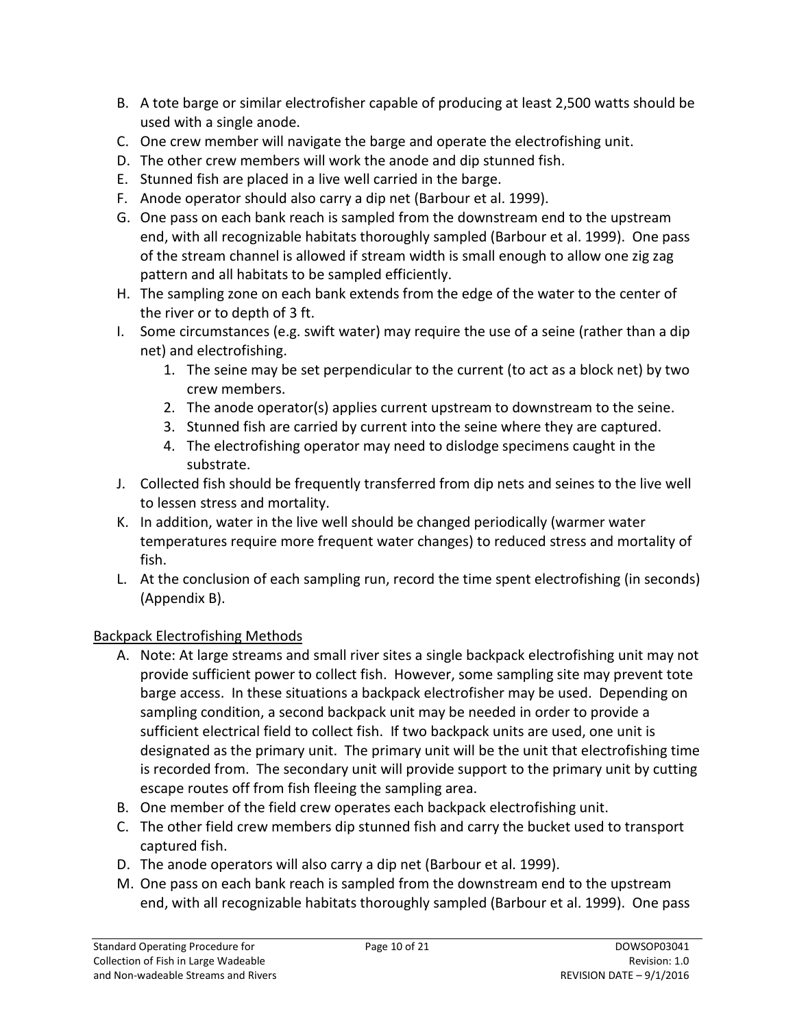B. A tote barge or similar electrofisher capable of producing at least 2,500 watts should be used with a single anode.
C. One crew member will navigate the barge and operate the electrofishing unit.
D. The other crew members will work the anode and dip stunned fish.
E. Stunned fish are placed in a live well carried in the barge.
F. Anode operator should also carry a dip net (Barbour et al. 1999).
G. One pass on each bank reach is sampled from the downstream end to the upstream end, with all recognizable habitats thoroughly sampled (Barbour et al. 1999). One pass of the stream channel is allowed if stream width is small enough to allow one zig zag pattern and all habitats to be sampled efficiently.
H. The sampling zone on each bank extends from the edge of the water to the center of the river or to depth of 3 ft.
I. Some circumstances (e.g. swift water) may require the use of a seine (rather than a dip net) and electrofishing.
    1. The seine may be set perpendicular to the current (to act as a block net) by two crew members.
    2. The anode operator(s) applies current upstream to downstream to the seine.
    3. Stunned fish are carried by current into the seine where they are captured.
    4. The electrofishing operator may need to dislodge specimens caught in the substrate.
J. Collected fish should be frequently transferred from dip nets and seines to the live well to lessen stress and mortality.
K. In addition, water in the live well should be changed periodically (warmer water temperatures require more frequent water changes) to reduced stress and mortality of fish.
L. At the conclusion of each sampling run, record the time spent electrofishing (in seconds) (Appendix B).

<u>Backpack Electrofishing Methods</u>

A. Note: At large streams and small river sites a single backpack electrofishing unit may not provide sufficient power to collect fish. However, some sampling site may prevent tote barge access. In these situations a backpack electrofisher may be used. Depending on sampling condition, a second backpack unit may be needed in order to provide a sufficient electrical field to collect fish. If two backpack units are used, one unit is designated as the primary unit. The primary unit will be the unit that electrofishing time is recorded from. The secondary unit will provide support to the primary unit by cutting escape routes off from fish fleeing the sampling area.
B. One member of the field crew operates each backpack electrofishing unit.
C. The other field crew members dip stunned fish and carry the bucket used to transport captured fish.
D. The anode operators will also carry a dip net (Barbour et al. 1999).
M. One pass on each bank reach is sampled from the downstream end to the upstream end, with all recognizable habitats thoroughly sampled (Barbour et al. 1999). One pass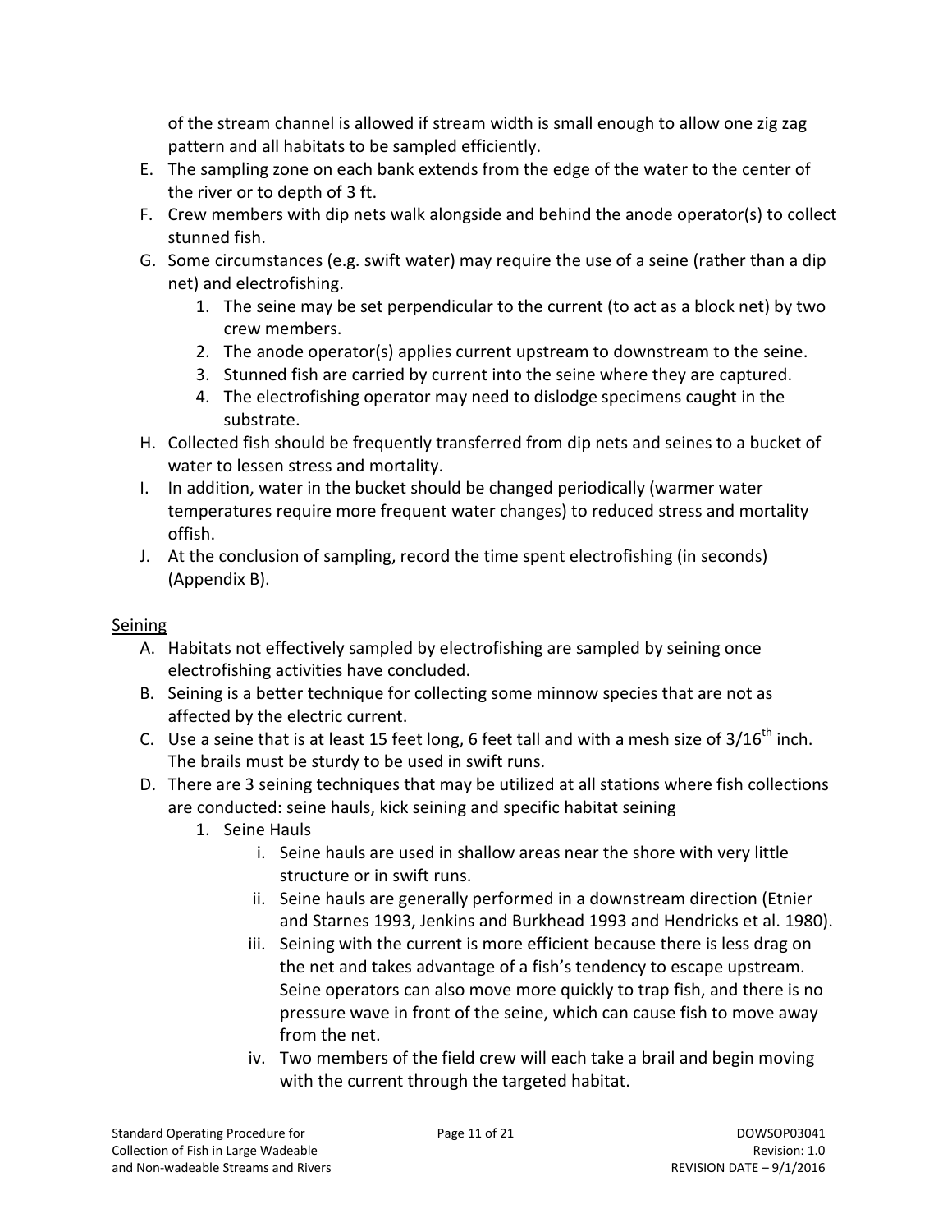of the stream channel is allowed if stream width is small enough to allow one zig zag pattern and all habitats to be sampled efficiently.

E. The sampling zone on each bank extends from the edge of the water to the center of the river or to depth of 3 ft.
F. Crew members with dip nets walk alongside and behind the anode operator(s) to collect stunned fish.
G. Some circumstances (e.g. swift water) may require the use of a seine (rather than a dip net) and electrofishing.
    1. The seine may be set perpendicular to the current (to act as a block net) by two crew members.
    2. The anode operator(s) applies current upstream to downstream to the seine.
    3. Stunned fish are carried by current into the seine where they are captured.
    4. The electrofishing operator may need to dislodge specimens caught in the substrate.
H. Collected fish should be frequently transferred from dip nets and seines to a bucket of water to lessen stress and mortality.
I. In addition, water in the bucket should be changed periodically (warmer water temperatures require more frequent water changes) to reduced stress and mortality offish.
J. At the conclusion of sampling, record the time spent electrofishing (in seconds) (Appendix B).

<u>Seining</u>

A. Habitats not effectively sampled by electrofishing are sampled by seining once electrofishing activities have concluded.
B. Seining is a better technique for collecting some minnow species that are not as affected by the electric current.
C. Use a seine that is at least 15 feet long, 6 feet tall and with a mesh size of 3/16th inch. The brails must be sturdy to be used in swift runs.
D. There are 3 seining techniques that may be utilized at all stations where fish collections are conducted: seine hauls, kick seining and specific habitat seining
    1. Seine Hauls
        i. Seine hauls are used in shallow areas near the shore with very little structure or in swift runs.
        ii. Seine hauls are generally performed in a downstream direction (Etnier and Starnes 1993, Jenkins and Burkhead 1993 and Hendricks et al. 1980).
        iii. Seining with the current is more efficient because there is less drag on the net and takes advantage of a fish's tendency to escape upstream. Seine operators can also move more quickly to trap fish, and there is no pressure wave in front of the seine, which can cause fish to move away from the net.
        iv. Two members of the field crew will each take a brail and begin moving with the current through the targeted habitat.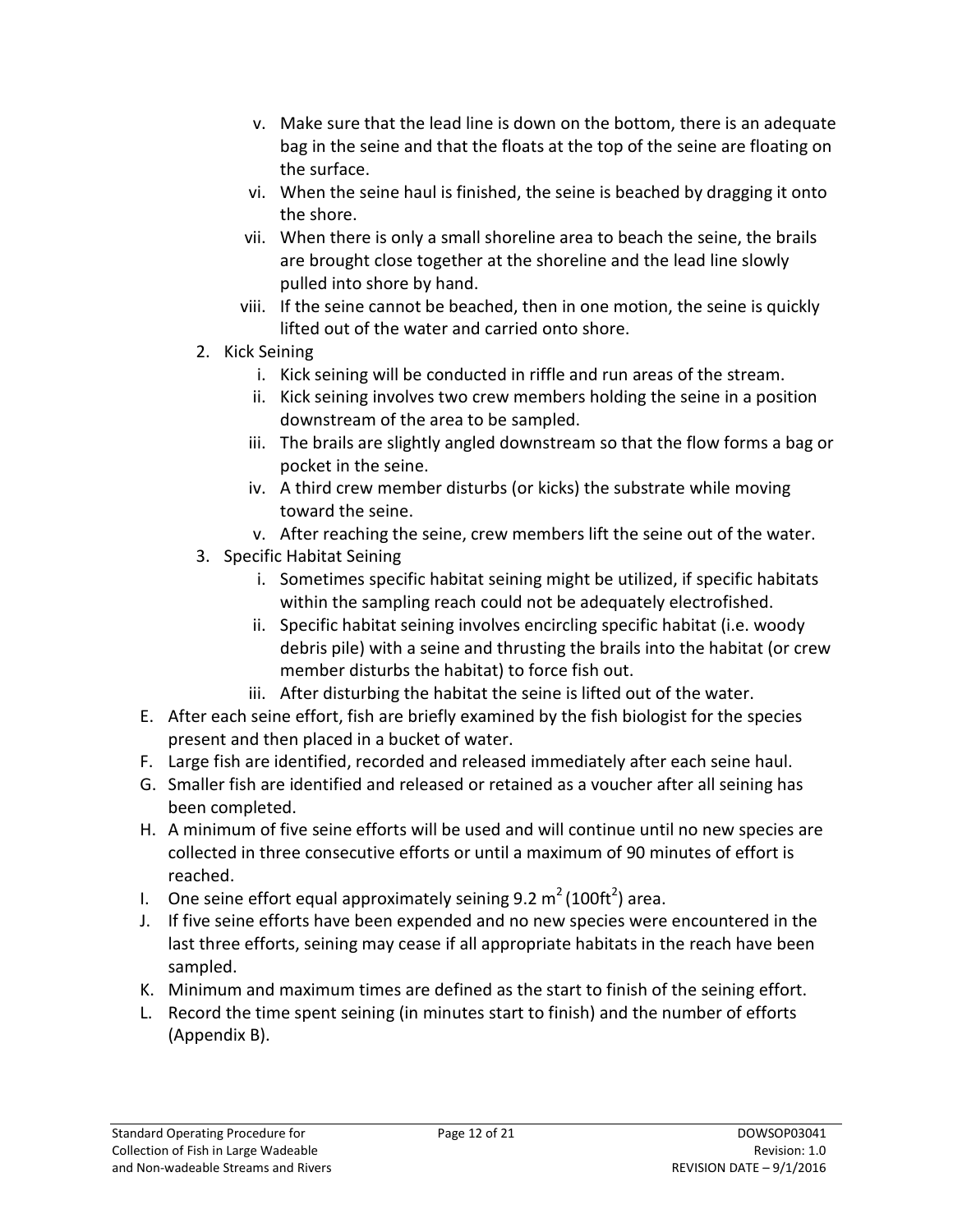v. Make sure that the lead line is down on the bottom, there is an adequate bag in the seine and that the floats at the top of the seine are floating on the surface.
   vi. When the seine haul is finished, the seine is beached by dragging it onto the shore.
   vii. When there is only a small shoreline area to beach the seine, the brails are brought close together at the shoreline and the lead line slowly pulled into shore by hand.
   viii. If the seine cannot be beached, then in one motion, the seine is quickly lifted out of the water and carried onto shore.

2. Kick Seining
   i. Kick seining will be conducted in riffle and run areas of the stream.
   ii. Kick seining involves two crew members holding the seine in a position downstream of the area to be sampled.
   iii. The brails are slightly angled downstream so that the flow forms a bag or pocket in the seine.
   iv. A third crew member disturbs (or kicks) the substrate while moving toward the seine.
   v. After reaching the seine, crew members lift the seine out of the water.

3. Specific Habitat Seining
   i. Sometimes specific habitat seining might be utilized, if specific habitats within the sampling reach could not be adequately electrofished.
   ii. Specific habitat seining involves encircling specific habitat (i.e. woody debris pile) with a seine and thrusting the brails into the habitat (or crew member disturbs the habitat) to force fish out.
   iii. After disturbing the habitat the seine is lifted out of the water.

E. After each seine effort, fish are briefly examined by the fish biologist for the species present and then placed in a bucket of water.

F. Large fish are identified, recorded and released immediately after each seine haul.

G. Smaller fish are identified and released or retained as a voucher after all seining has been completed.

H. A minimum of five seine efforts will be used and will continue until no new species are collected in three consecutive efforts or until a maximum of 90 minutes of effort is reached.

I. One seine effort equal approximately seining 9.2 $m^2$ (100$ft^2$) area.

J. If five seine efforts have been expended and no new species were encountered in the last three efforts, seining may cease if all appropriate habitats in the reach have been sampled.

K. Minimum and maximum times are defined as the start to finish of the seining effort.

L. Record the time spent seining (in minutes start to finish) and the number of efforts (Appendix B).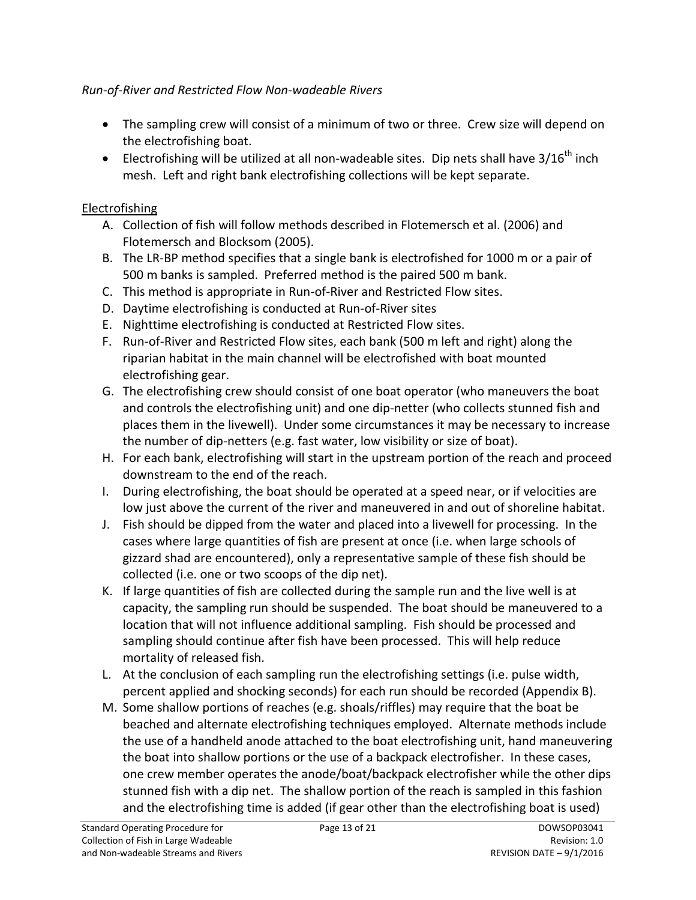*Run-of-River and Restricted Flow Non-wadeable Rivers*

- The sampling crew will consist of a minimum of two or three. Crew size will depend on the electrofishing boat.
- Electrofishing will be utilized at all non-wadeable sites. Dip nets shall have 3/16$^{th}$ inch mesh. Left and right bank electrofishing collections will be kept separate.

<u>Electrofishing</u>

A. Collection of fish will follow methods described in Flotemersch et al. (2006) and Flotemersch and Blocksom (2005).
B. The LR-BP method specifies that a single bank is electrofished for 1000 m or a pair of 500 m banks is sampled. Preferred method is the paired 500 m bank.
C. This method is appropriate in Run-of-River and Restricted Flow sites.
D. Daytime electrofishing is conducted at Run-of-River sites
E. Nighttime electrofishing is conducted at Restricted Flow sites.
F. Run-of-River and Restricted Flow sites, each bank (500 m left and right) along the riparian habitat in the main channel will be electrofished with boat mounted electrofishing gear.
G. The electrofishing crew should consist of one boat operator (who maneuvers the boat and controls the electrofishing unit) and one dip-netter (who collects stunned fish and places them in the livewell). Under some circumstances it may be necessary to increase the number of dip-netters (e.g. fast water, low visibility or size of boat).
H. For each bank, electrofishing will start in the upstream portion of the reach and proceed downstream to the end of the reach.
I. During electrofishing, the boat should be operated at a speed near, or if velocities are low just above the current of the river and maneuvered in and out of shoreline habitat.
J. Fish should be dipped from the water and placed into a livewell for processing. In the cases where large quantities of fish are present at once (i.e. when large schools of gizzard shad are encountered), only a representative sample of these fish should be collected (i.e. one or two scoops of the dip net).
K. If large quantities of fish are collected during the sample run and the live well is at capacity, the sampling run should be suspended. The boat should be maneuvered to a location that will not influence additional sampling. Fish should be processed and sampling should continue after fish have been processed. This will help reduce mortality of released fish.
L. At the conclusion of each sampling run the electrofishing settings (i.e. pulse width, percent applied and shocking seconds) for each run should be recorded (Appendix B).
M. Some shallow portions of reaches (e.g. shoals/riffles) may require that the boat be beached and alternate electrofishing techniques employed. Alternate methods include the use of a handheld anode attached to the boat electrofishing unit, hand maneuvering the boat into shallow portions or the use of a backpack electrofisher. In these cases, one crew member operates the anode/boat/backpack electrofisher while the other dips stunned fish with a dip net. The shallow portion of the reach is sampled in this fashion and the electrofishing time is added (if gear other than the electrofishing boat is used)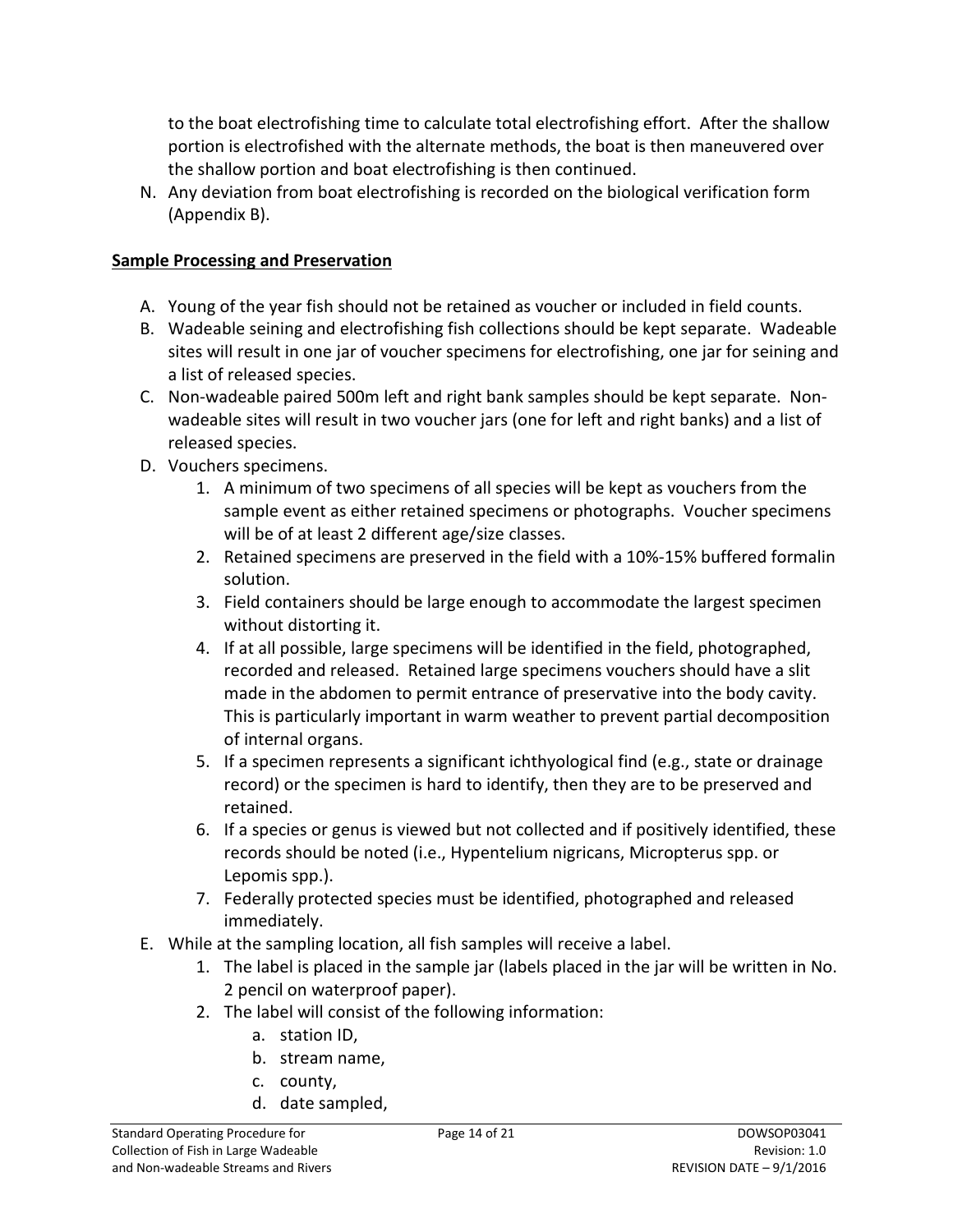to the boat electrofishing time to calculate total electrofishing effort. After the shallow portion is electrofished with the alternate methods, the boat is then maneuvered over the shallow portion and boat electrofishing is then continued.

N. Any deviation from boat electrofishing is recorded on the biological verification form (Appendix B).

## Sample Processing and Preservation

A. Young of the year fish should not be retained as voucher or included in field counts.
B. Wadeable seining and electrofishing fish collections should be kept separate. Wadeable sites will result in one jar of voucher specimens for electrofishing, one jar for seining and a list of released species.
C. Non-wadeable paired 500m left and right bank samples should be kept separate. Non-wadeable sites will result in two voucher jars (one for left and right banks) and a list of released species.
D. Vouchers specimens.
   1. A minimum of two specimens of all species will be kept as vouchers from the sample event as either retained specimens or photographs. Voucher specimens will be of at least 2 different age/size classes.
   2. Retained specimens are preserved in the field with a 10%-15% buffered formalin solution.
   3. Field containers should be large enough to accommodate the largest specimen without distorting it.
   4. If at all possible, large specimens will be identified in the field, photographed, recorded and released. Retained large specimens vouchers should have a slit made in the abdomen to permit entrance of preservative into the body cavity. This is particularly important in warm weather to prevent partial decomposition of internal organs.
   5. If a specimen represents a significant ichthyological find (e.g., state or drainage record) or the specimen is hard to identify, then they are to be preserved and retained.
   6. If a species or genus is viewed but not collected and if positively identified, these records should be noted (i.e., Hypentelium nigricans, Micropterus spp. or Lepomis spp.).
   7. Federally protected species must be identified, photographed and released immediately.
E. While at the sampling location, all fish samples will receive a label.
   1. The label is placed in the sample jar (labels placed in the jar will be written in No. 2 pencil on waterproof paper).
   2. The label will consist of the following information:
      a. station ID,
      b. stream name,
      c. county,
      d. date sampled,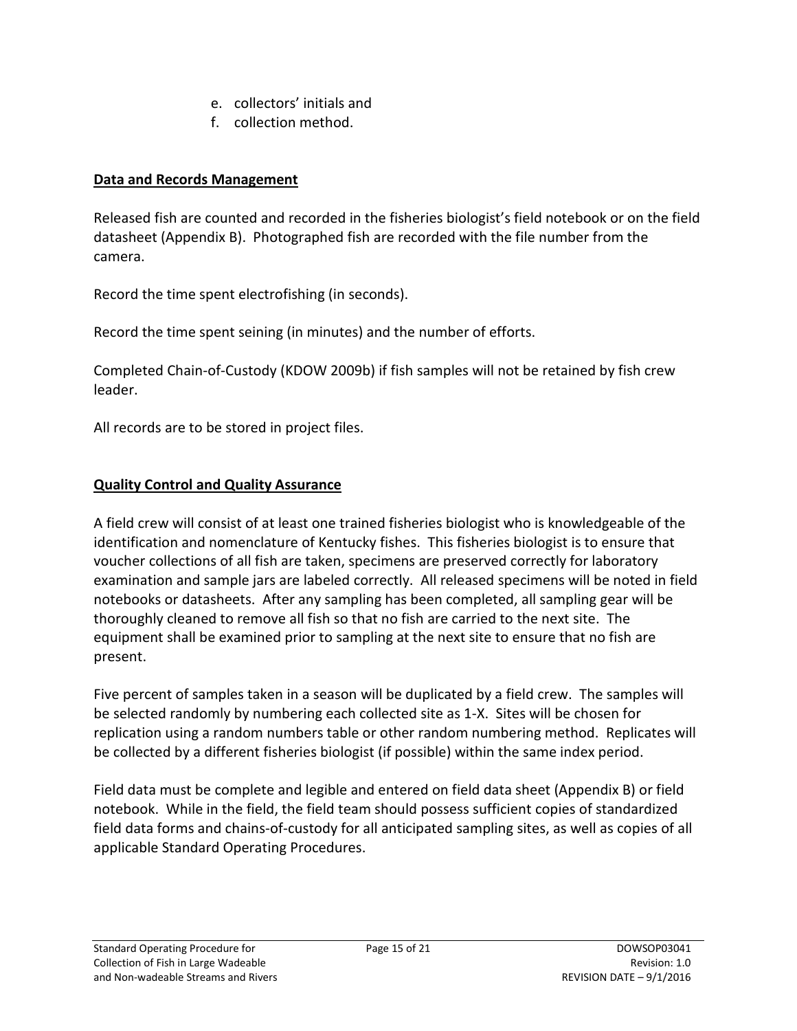e. collectors' initials and
f. collection method.

## Data and Records Management

Released fish are counted and recorded in the fisheries biologist's field notebook or on the field datasheet (Appendix B). Photographed fish are recorded with the file number from the camera.

Record the time spent electrofishing (in seconds).

Record the time spent seining (in minutes) and the number of efforts.

Completed Chain-of-Custody (KDOW 2009b) if fish samples will not be retained by fish crew leader.

All records are to be stored in project files.

## Quality Control and Quality Assurance

A field crew will consist of at least one trained fisheries biologist who is knowledgeable of the identification and nomenclature of Kentucky fishes. This fisheries biologist is to ensure that voucher collections of all fish are taken, specimens are preserved correctly for laboratory examination and sample jars are labeled correctly. All released specimens will be noted in field notebooks or datasheets. After any sampling has been completed, all sampling gear will be thoroughly cleaned to remove all fish so that no fish are carried to the next site. The equipment shall be examined prior to sampling at the next site to ensure that no fish are present.

Five percent of samples taken in a season will be duplicated by a field crew. The samples will be selected randomly by numbering each collected site as 1-X. Sites will be chosen for replication using a random numbers table or other random numbering method. Replicates will be collected by a different fisheries biologist (if possible) within the same index period.

Field data must be complete and legible and entered on field data sheet (Appendix B) or field notebook. While in the field, the field team should possess sufficient copies of standardized field data forms and chains-of-custody for all anticipated sampling sites, as well as copies of all applicable Standard Operating Procedures.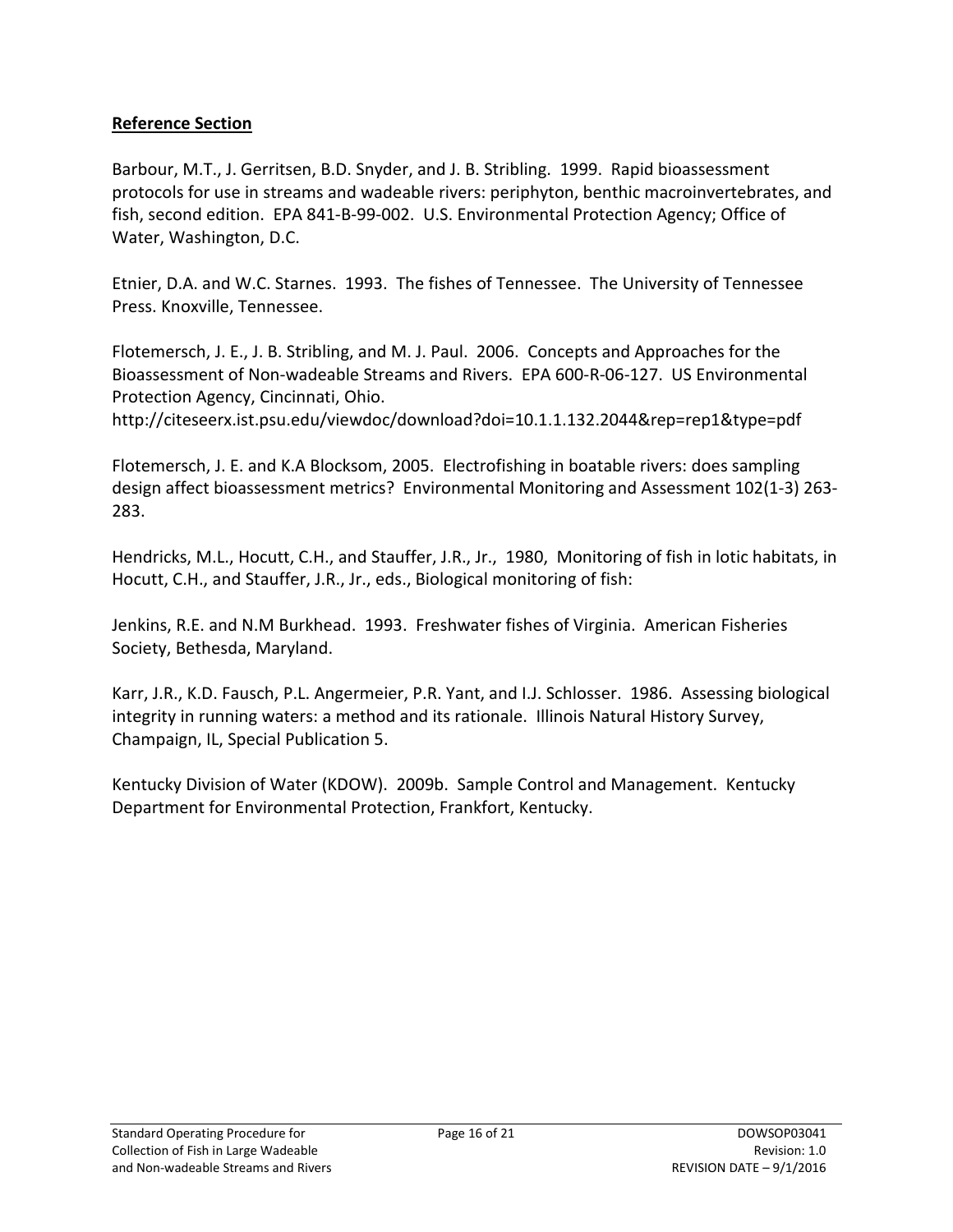**Reference Section**

Barbour, M.T., J. Gerritsen, B.D. Snyder, and J. B. Stribling. 1999. Rapid bioassessment protocols for use in streams and wadeable rivers: periphyton, benthic macroinvertebrates, and fish, second edition. EPA 841-B-99-002. U.S. Environmental Protection Agency; Office of Water, Washington, D.C.

Etnier, D.A. and W.C. Starnes. 1993. The fishes of Tennessee. The University of Tennessee Press. Knoxville, Tennessee.

Flotemersch, J. E., J. B. Stribling, and M. J. Paul. 2006. Concepts and Approaches for the Bioassessment of Non-wadeable Streams and Rivers. EPA 600-R-06-127. US Environmental Protection Agency, Cincinnati, Ohio.
http://citeseerx.ist.psu.edu/viewdoc/download?doi=10.1.1.132.2044&rep=rep1&type=pdf

Flotemersch, J. E. and K.A Blocksom, 2005. Electrofishing in boatable rivers: does sampling design affect bioassessment metrics? Environmental Monitoring and Assessment 102(1-3) 263-283.

Hendricks, M.L., Hocutt, C.H., and Stauffer, J.R., Jr., 1980, Monitoring of fish in lotic habitats, in Hocutt, C.H., and Stauffer, J.R., Jr., eds., Biological monitoring of fish:

Jenkins, R.E. and N.M Burkhead. 1993. Freshwater fishes of Virginia. American Fisheries Society, Bethesda, Maryland.

Karr, J.R., K.D. Fausch, P.L. Angermeier, P.R. Yant, and I.J. Schlosser. 1986. Assessing biological integrity in running waters: a method and its rationale. Illinois Natural History Survey, Champaign, IL, Special Publication 5.

Kentucky Division of Water (KDOW). 2009b. Sample Control and Management. Kentucky Department for Environmental Protection, Frankfort, Kentucky.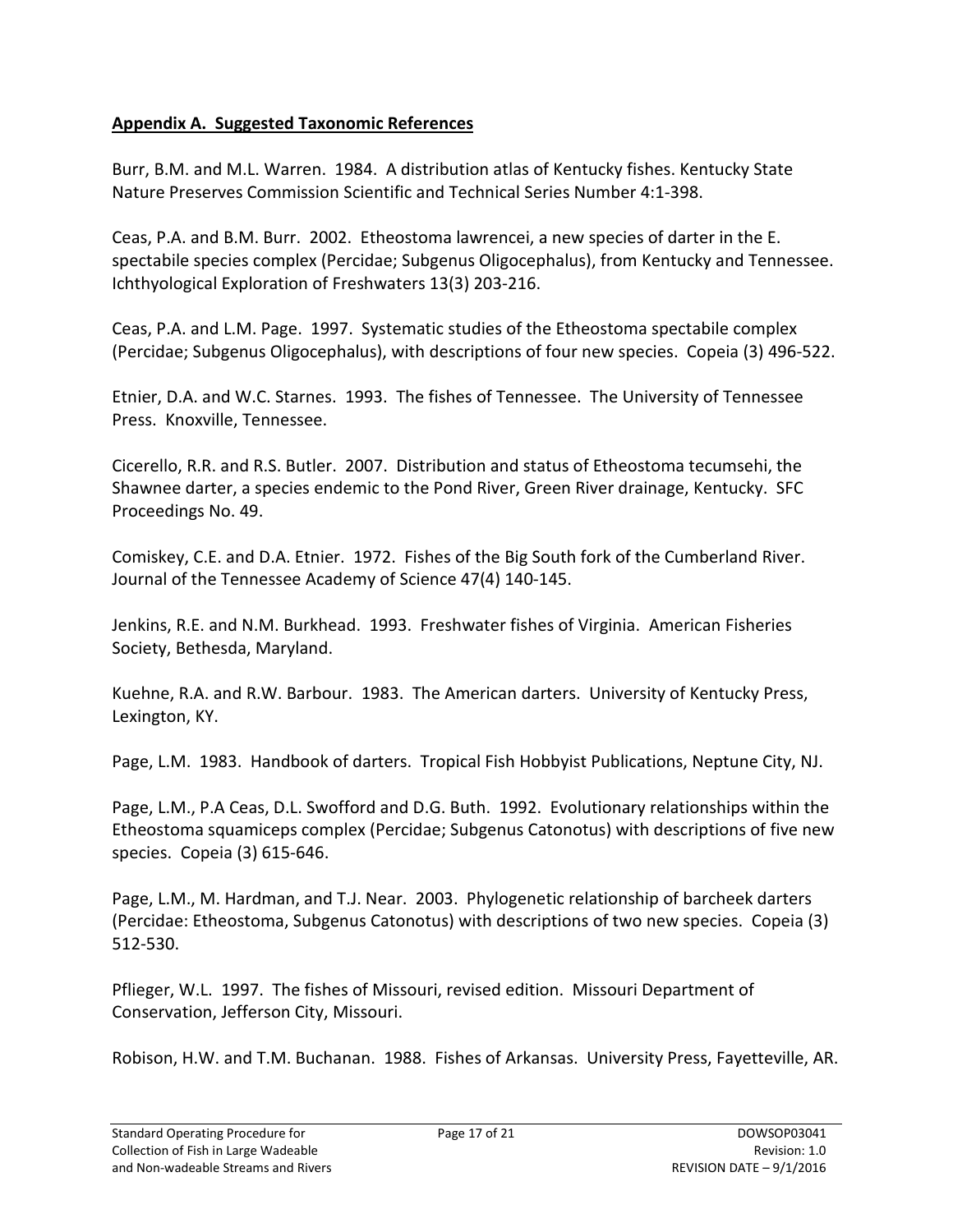## **Appendix A. Suggested Taxonomic References**

Burr, B.M. and M.L. Warren. 1984. A distribution atlas of Kentucky fishes. Kentucky State Nature Preserves Commission Scientific and Technical Series Number 4:1-398.

Ceas, P.A. and B.M. Burr. 2002. Etheostoma lawrencei, a new species of darter in the E. spectabile species complex (Percidae; Subgenus Oligocephalus), from Kentucky and Tennessee. Ichthyological Exploration of Freshwaters 13(3) 203-216.

Ceas, P.A. and L.M. Page. 1997. Systematic studies of the Etheostoma spectabile complex (Percidae; Subgenus Oligocephalus), with descriptions of four new species. Copeia (3) 496-522.

Etnier, D.A. and W.C. Starnes. 1993. The fishes of Tennessee. The University of Tennessee Press. Knoxville, Tennessee.

Cicerello, R.R. and R.S. Butler. 2007. Distribution and status of Etheostoma tecumsehi, the Shawnee darter, a species endemic to the Pond River, Green River drainage, Kentucky. SFC Proceedings No. 49.

Comiskey, C.E. and D.A. Etnier. 1972. Fishes of the Big South fork of the Cumberland River. Journal of the Tennessee Academy of Science 47(4) 140-145.

Jenkins, R.E. and N.M. Burkhead. 1993. Freshwater fishes of Virginia. American Fisheries Society, Bethesda, Maryland.

Kuehne, R.A. and R.W. Barbour. 1983. The American darters. University of Kentucky Press, Lexington, KY.

Page, L.M. 1983. Handbook of darters. Tropical Fish Hobbyist Publications, Neptune City, NJ.

Page, L.M., P.A Ceas, D.L. Swofford and D.G. Buth. 1992. Evolutionary relationships within the Etheostoma squamiceps complex (Percidae; Subgenus Catonotus) with descriptions of five new species. Copeia (3) 615-646.

Page, L.M., M. Hardman, and T.J. Near. 2003. Phylogenetic relationship of barcheek darters (Percidae: Etheostoma, Subgenus Catonotus) with descriptions of two new species. Copeia (3) 512-530.

Pflieger, W.L. 1997. The fishes of Missouri, revised edition. Missouri Department of Conservation, Jefferson City, Missouri.

Robison, H.W. and T.M. Buchanan. 1988. Fishes of Arkansas. University Press, Fayetteville, AR.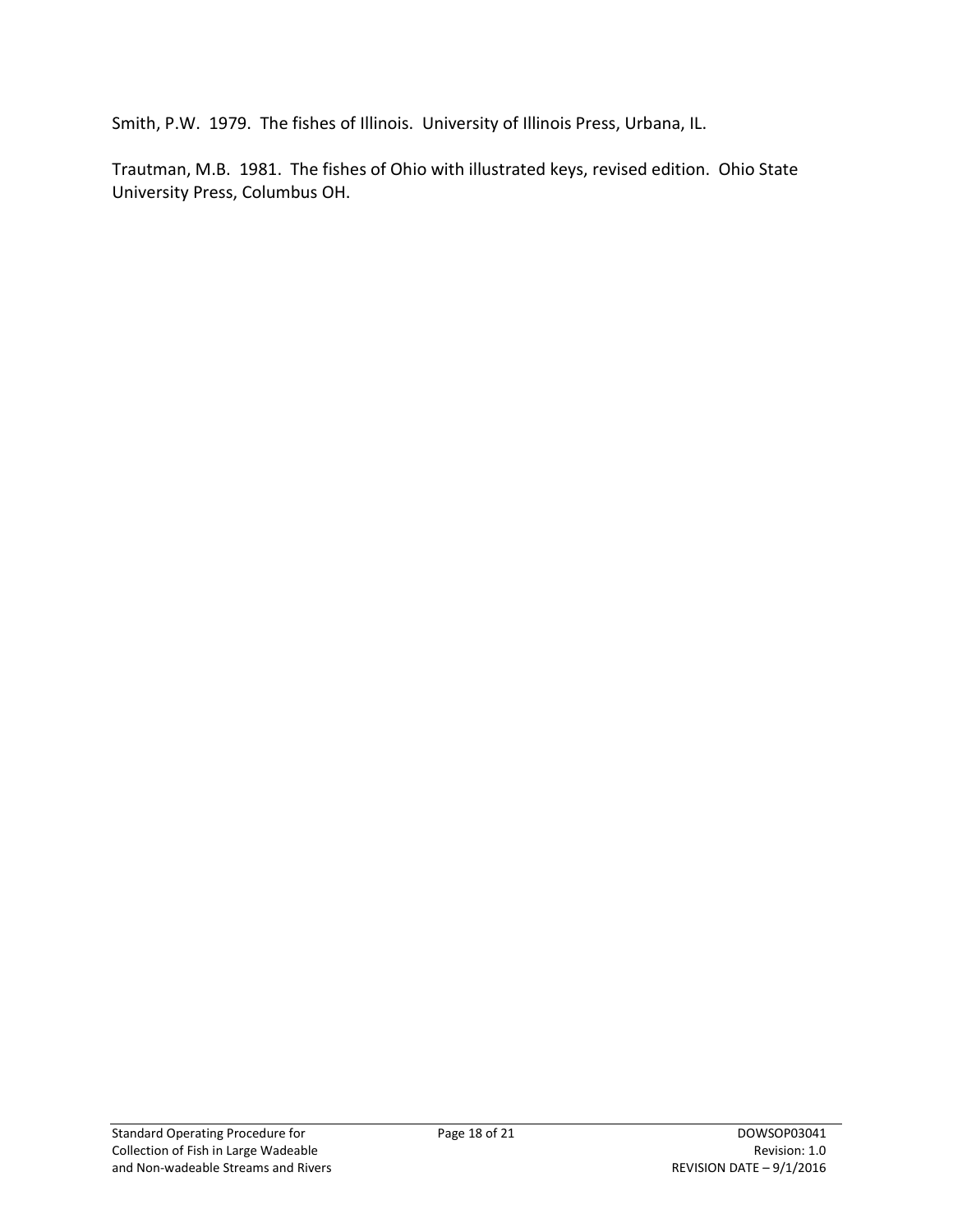Smith, P.W. 1979. The fishes of Illinois. University of Illinois Press, Urbana, IL.

Trautman, M.B. 1981. The fishes of Ohio with illustrated keys, revised edition. Ohio State University Press, Columbus OH.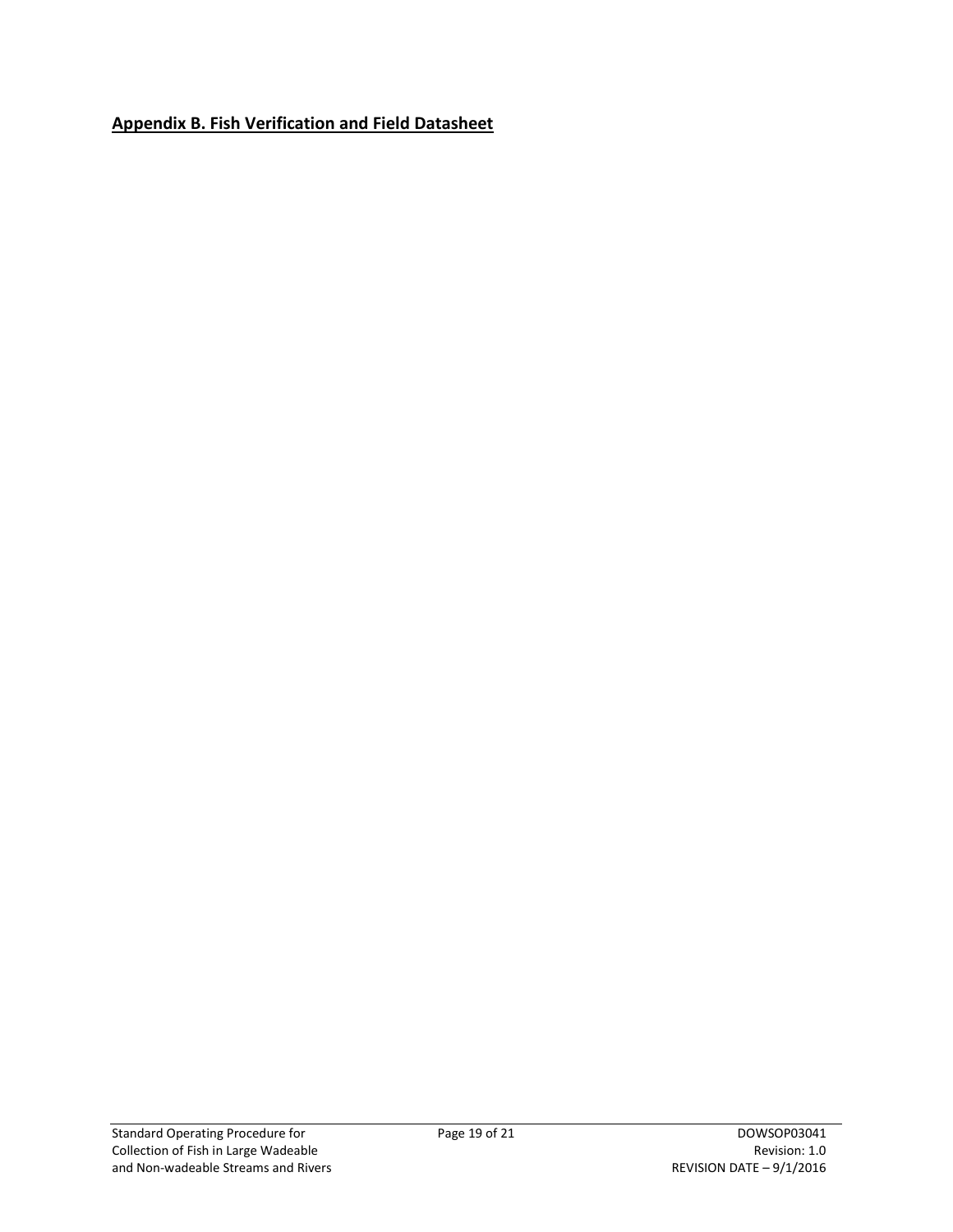## **Appendix B. Fish Verification and Field Datasheet**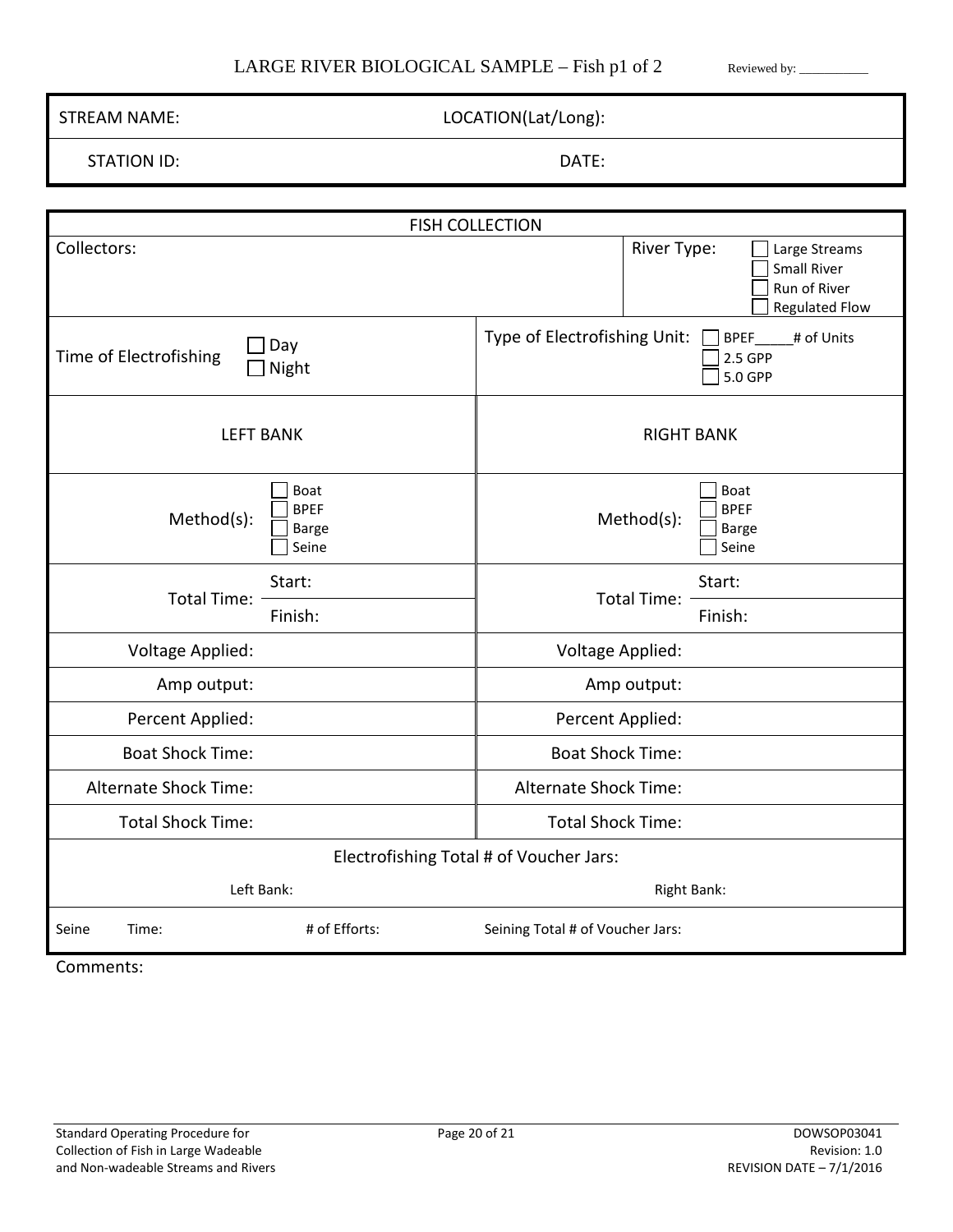# LARGE RIVER BIOLOGICAL SAMPLE – Fish p1 of 2

Reviewed by: __________

| STREAM NAME: | LOCATION(Lat/Long): |
|---|---|
| STATION ID: | DATE: |

| FISH COLLECTION | |
|---|---|
| Collectors: | River Type: ☐ Large Streams ☐ Small River ☐ Run of River ☐ Regulated Flow |
| Time of Electrofishing ☐ Day ☐ Night | Type of Electrofishing Unit: ☐ BPEF_____# of Units ☐ 2.5 GPP ☐ 5.0 GPP |
| LEFT BANK | RIGHT BANK |
| Method(s): ☐ Boat ☐ BPEF ☐ Barge ☐ Seine | Method(s): ☐ Boat ☐ BPEF ☐ Barge ☐ Seine |
| Total Time: Start: Finish: | Total Time: Start: Finish: |
| Voltage Applied: | Voltage Applied: |
| Amp output: | Amp output: |
| Percent Applied: | Percent Applied: |
| Boat Shock Time: | Boat Shock Time: |
| Alternate Shock Time: | Alternate Shock Time: |
| Total Shock Time: | Total Shock Time: |
| Electrofishing Total # of Voucher Jars: | |
| Left Bank: | Right Bank: |
| Seine Time: # of Efforts: | Seining Total # of Voucher Jars: |

Comments: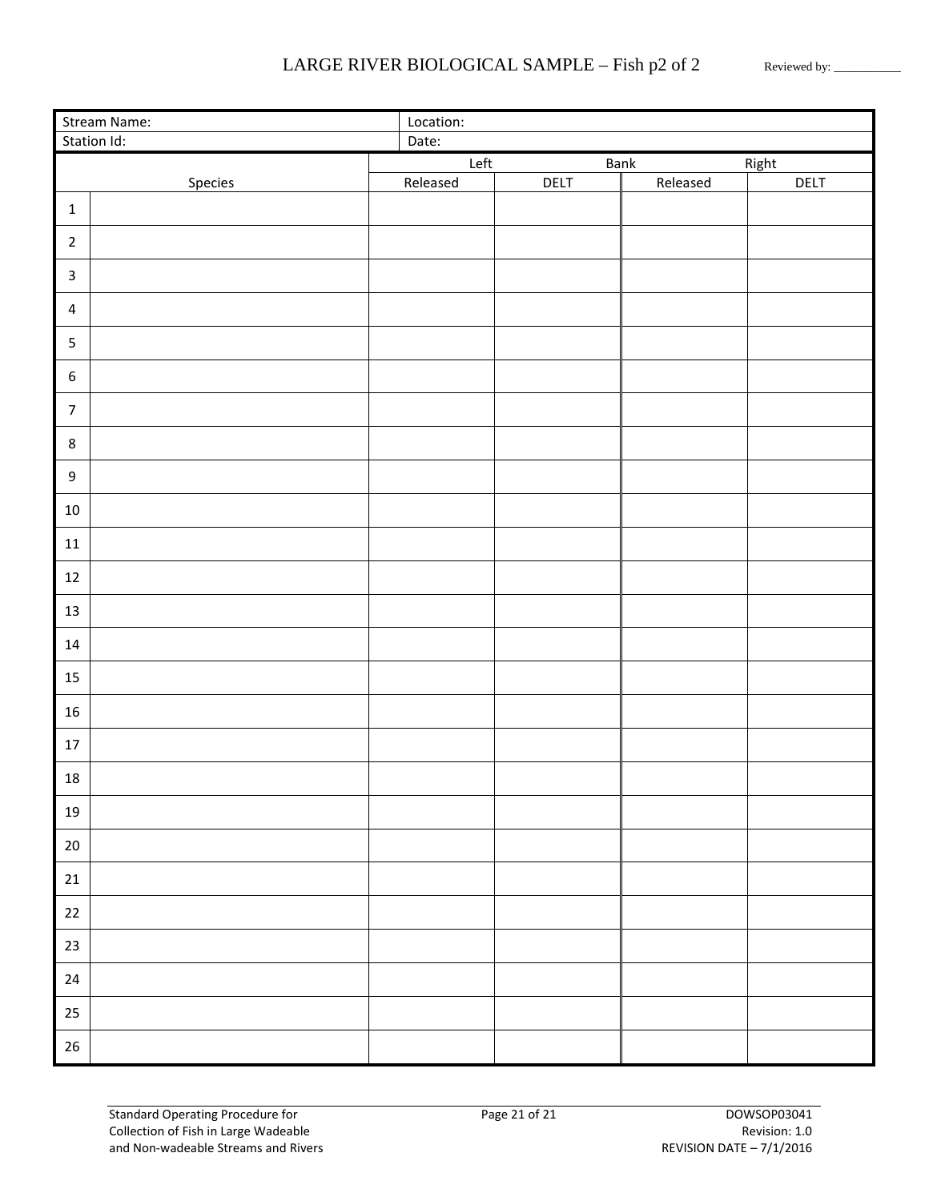# LARGE RIVER BIOLOGICAL SAMPLE – Fish p2 of 2

Reviewed by: ___________

| Stream Name: | Location: |
|---|---|
| Station Id: | Date: |

| | | Left | Bank | Right | |
|---|---|---|---|---|---|
| | Species | Released | DELT | Released | DELT |
| 1 | | | | | |
| 2 | | | | | |
| 3 | | | | | |
| 4 | | | | | |
| 5 | | | | | |
| 6 | | | | | |
| 7 | | | | | |
| 8 | | | | | |
| 9 | | | | | |
| 10 | | | | | |
| 11 | | | | | |
| 12 | | | | | |
| 13 | | | | | |
| 14 | | | | | |
| 15 | | | | | |
| 16 | | | | | |
| 17 | | | | | |
| 18 | | | | | |
| 19 | | | | | |
| 20 | | | | | |
| 21 | | | | | |
| 22 | | | | | |
| 23 | | | | | |
| 24 | | | | | |
| 25 | | | | | |
| 26 | | | | | |